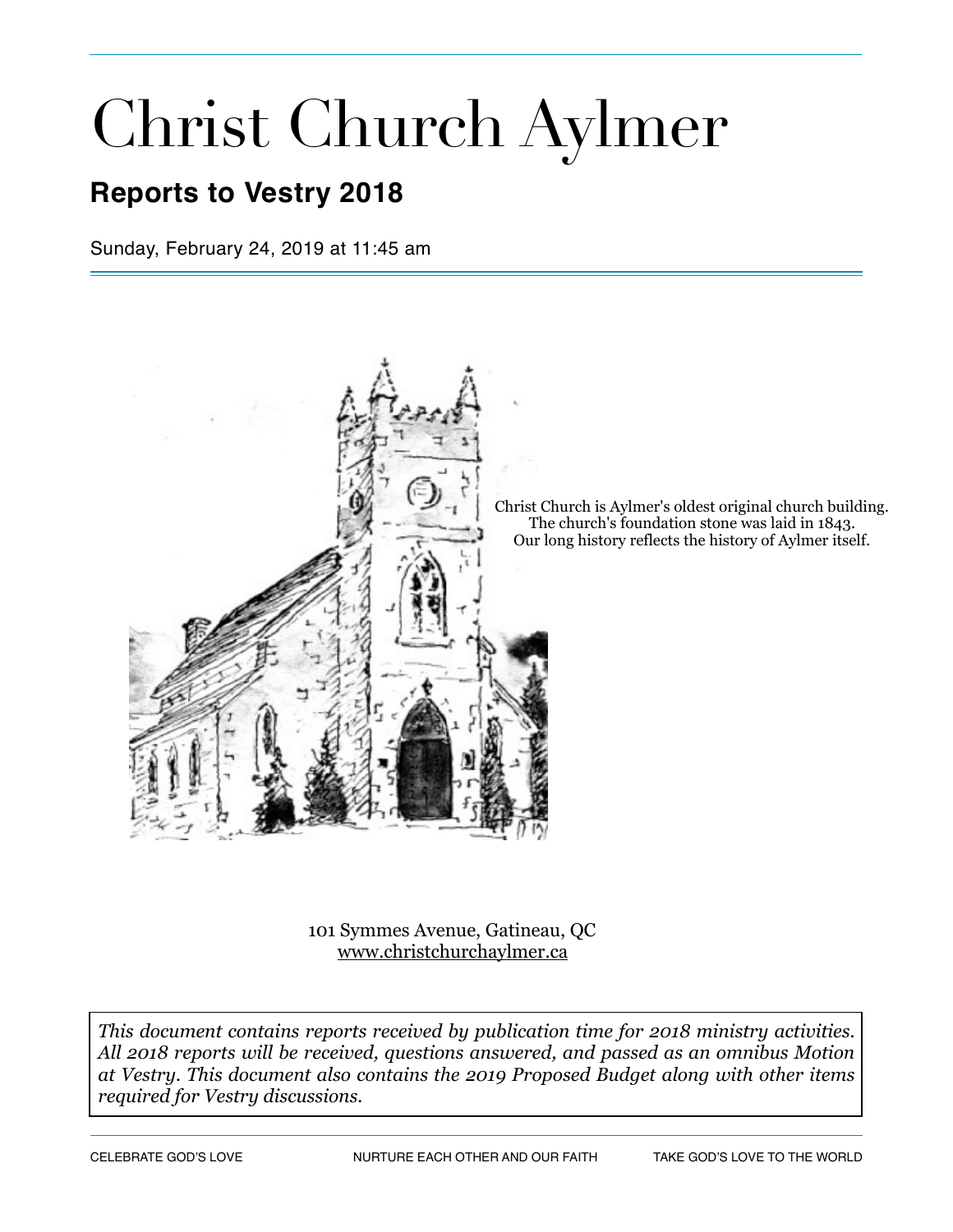# Christ Church Aylmer

## Reports to Vestry 2018

Sunday, February 24, 2019 at 11:45 am

Christ Church is Aylmer's oldest original church building.
The church's foundation stone was laid in 1843.
Our long history reflects the history of Aylmer itself.

101 Symmes Avenue, Gatineau, QC
www.christchurchaylmer.ca

*This document contains reports received by publication time for 2018 ministry activities. All 2018 reports will be received, questions answered, and passed as an omnibus Motion at Vestry. This document also contains the 2019 Proposed Budget along with other items required for Vestry discussions.*

CELEBRATE GOD'S LOVE | NURTURE EACH OTHER AND OUR FAITH | TAKE GOD'S LOVE TO THE WORLD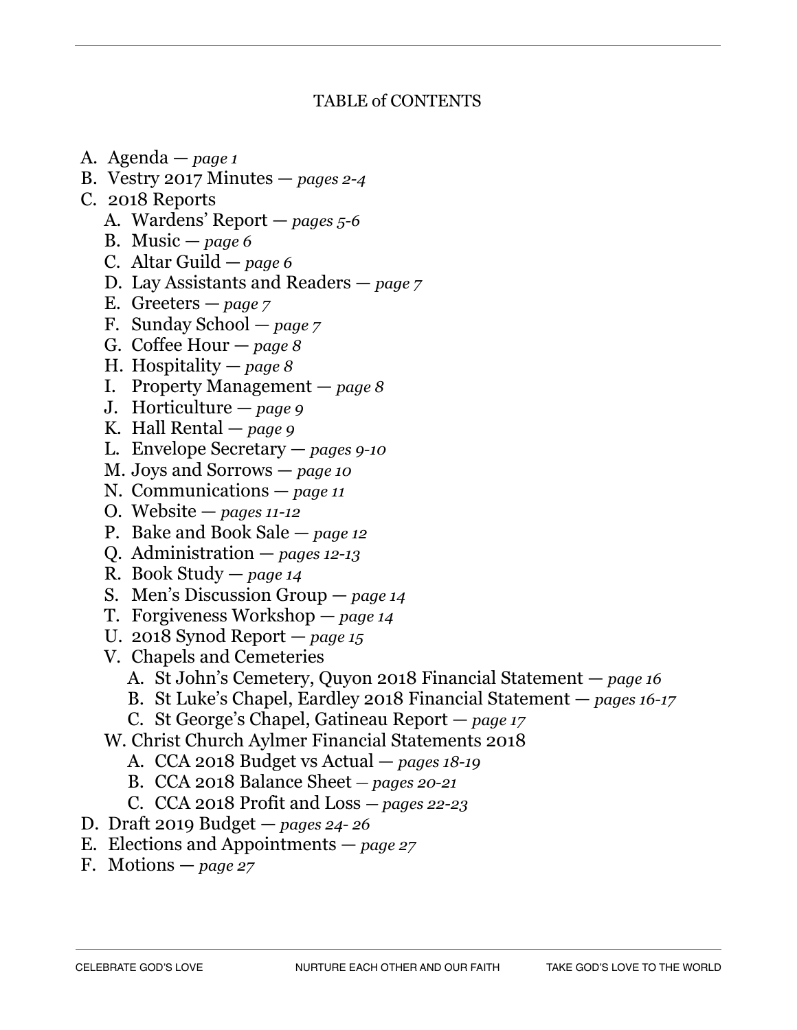# TABLE of CONTENTS

A. Agenda — *page 1*
B. Vestry 2017 Minutes — *pages 2-4*
C. 2018 Reports
   A. Wardens' Report — *pages 5-6*
   B. Music — *page 6*
   C. Altar Guild — *page 6*
   D. Lay Assistants and Readers — *page 7*
   E. Greeters — *page 7*
   F. Sunday School — *page 7*
   G. Coffee Hour — *page 8*
   H. Hospitality — *page 8*
   I. Property Management — *page 8*
   J. Horticulture — *page 9*
   K. Hall Rental — *page 9*
   L. Envelope Secretary — *pages 9-10*
   M. Joys and Sorrows — *page 10*
   N. Communications — *page 11*
   O. Website — *pages 11-12*
   P. Bake and Book Sale — *page 12*
   Q. Administration — *pages 12-13*
   R. Book Study — *page 14*
   S. Men's Discussion Group — *page 14*
   T. Forgiveness Workshop — *page 14*
   U. 2018 Synod Report — *page 15*
   V. Chapels and Cemeteries
      A. St John's Cemetery, Quyon 2018 Financial Statement — *page 16*
      B. St Luke's Chapel, Eardley 2018 Financial Statement — *pages 16-17*
      C. St George's Chapel, Gatineau Report — *page 17*
   W. Christ Church Aylmer Financial Statements 2018
      A. CCA 2018 Budget vs Actual — *pages 18-19*
      B. CCA 2018 Balance Sheet — *pages 20-21*
      C. CCA 2018 Profit and Loss — *pages 22-23*
D. Draft 2019 Budget — *pages 24- 26*
E. Elections and Appointments — *page 27*
F. Motions — *page 27*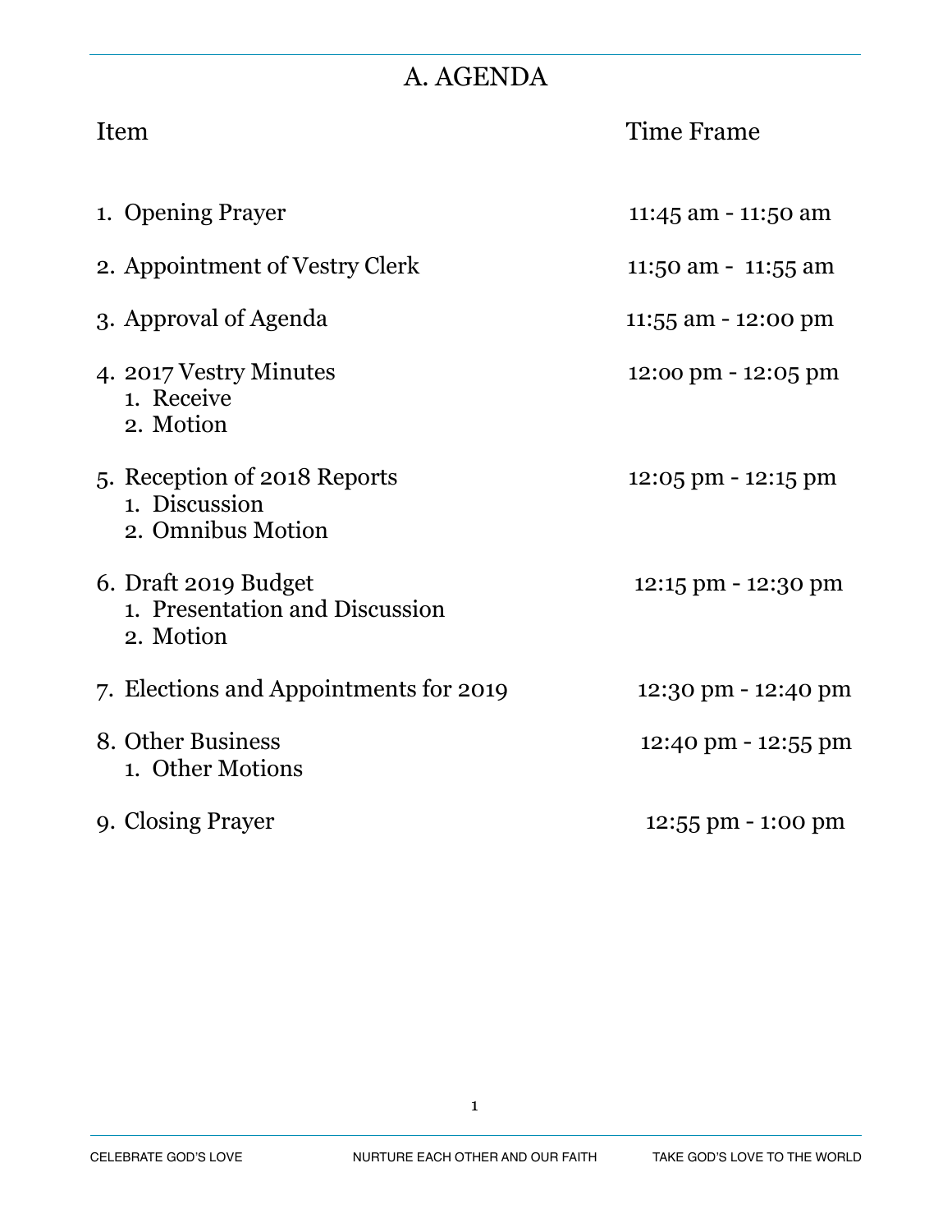# A. AGENDA

| Item | Time Frame |
|---|---|
| 1. Opening Prayer | 11:45 am - 11:50 am |
| 2. Appointment of Vestry Clerk | 11:50 am - 11:55 am |
| 3. Approval of Agenda | 11:55 am - 12:00 pm |
| 4. 2017 Vestry Minutes<br>1. Receive<br>2. Motion | 12:00 pm - 12:05 pm |
| 5. Reception of 2018 Reports<br>1. Discussion<br>2. Omnibus Motion | 12:05 pm - 12:15 pm |
| 6. Draft 2019 Budget<br>1. Presentation and Discussion<br>2. Motion | 12:15 pm - 12:30 pm |
| 7. Elections and Appointments for 2019 | 12:30 pm - 12:40 pm |
| 8. Other Business<br>1. Other Motions | 12:40 pm - 12:55 pm |
| 9. Closing Prayer | 12:55 pm - 1:00 pm |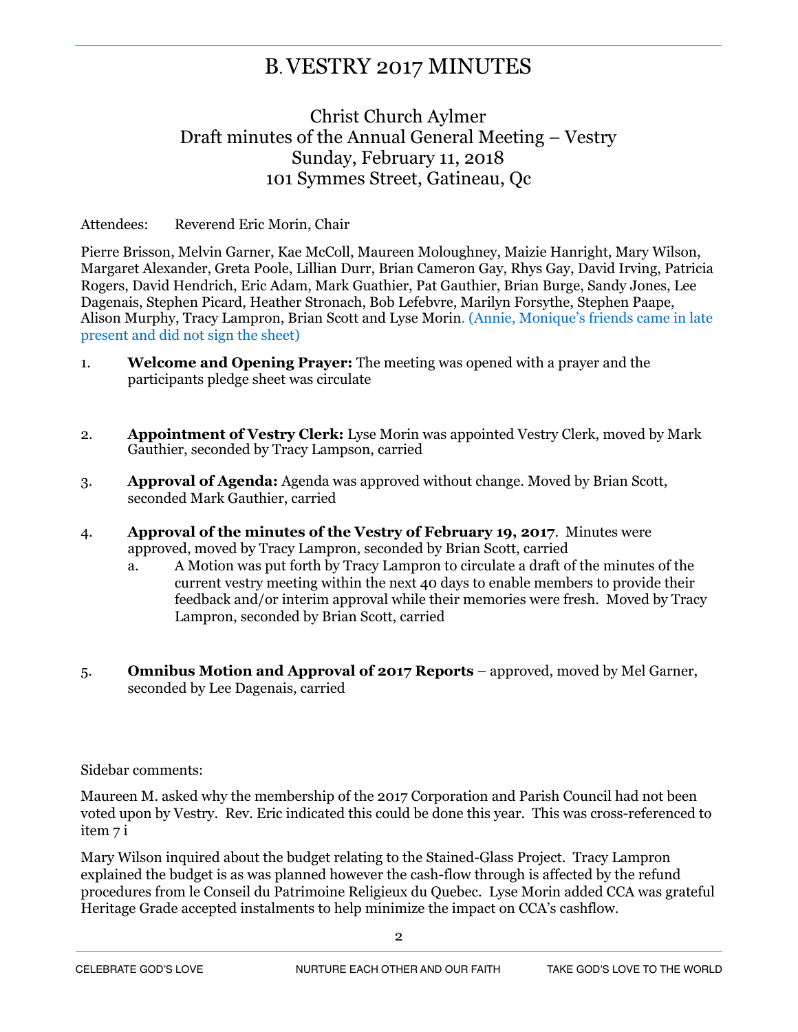# B. VESTRY 2017 MINUTES

## Christ Church Aylmer
## Draft minutes of the Annual General Meeting – Vestry
## Sunday, February 11, 2018
## 101 Symmes Street, Gatineau, Qc

Attendees: Reverend Eric Morin, Chair

Pierre Brisson, Melvin Garner, Kae McColl, Maureen Moloughney, Maizie Hanright, Mary Wilson, Margaret Alexander, Greta Poole, Lillian Durr, Brian Cameron Gay, Rhys Gay, David Irving, Patricia Rogers, David Hendrich, Eric Adam, Mark Guathier, Pat Gauthier, Brian Burge, Sandy Jones, Lee Dagenais, Stephen Picard, Heather Stronach, Bob Lefebvre, Marilyn Forsythe, Stephen Paape, Alison Murphy, Tracy Lampron, Brian Scott and Lyse Morin. (Annie, Monique's friends came in late present and did not sign the sheet)

1. **Welcome and Opening Prayer:** The meeting was opened with a prayer and the participants pledge sheet was circulate

2. **Appointment of Vestry Clerk:** Lyse Morin was appointed Vestry Clerk, moved by Mark Gauthier, seconded by Tracy Lampson, carried

3. **Approval of Agenda:** Agenda was approved without change. Moved by Brian Scott, seconded Mark Gauthier, carried

4. **Approval of the minutes of the Vestry of February 19, 2017**. Minutes were approved, moved by Tracy Lampron, seconded by Brian Scott, carried
   a. A Motion was put forth by Tracy Lampron to circulate a draft of the minutes of the current vestry meeting within the next 40 days to enable members to provide their feedback and/or interim approval while their memories were fresh. Moved by Tracy Lampron, seconded by Brian Scott, carried

5. **Omnibus Motion and Approval of 2017 Reports** – approved, moved by Mel Garner, seconded by Lee Dagenais, carried

Sidebar comments:

Maureen M. asked why the membership of the 2017 Corporation and Parish Council had not been voted upon by Vestry. Rev. Eric indicated this could be done this year. This was cross-referenced to item 7 i

Mary Wilson inquired about the budget relating to the Stained-Glass Project. Tracy Lampron explained the budget is as was planned however the cash-flow through is affected by the refund procedures from le Conseil du Patrimoine Religieux du Quebec. Lyse Morin added CCA was grateful Heritage Grade accepted instalments to help minimize the impact on CCA's cashflow.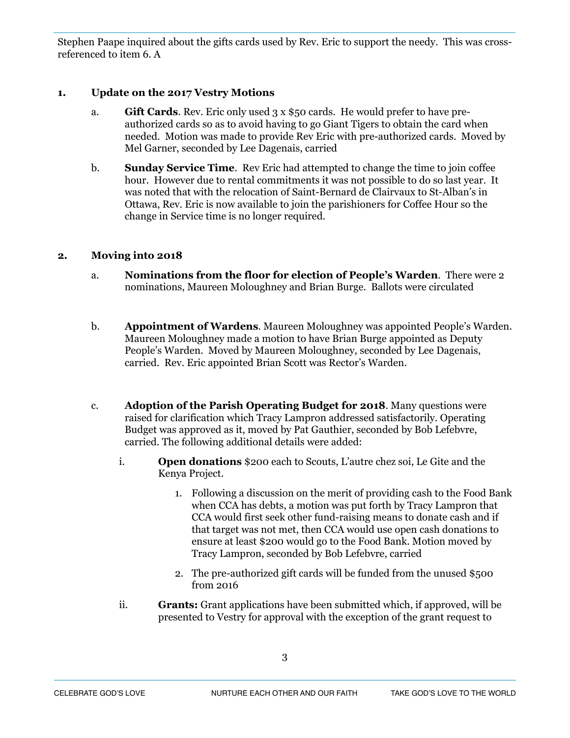Stephen Paape inquired about the gifts cards used by Rev. Eric to support the needy. This was cross-referenced to item 6. A

**1. Update on the 2017 Vestry Motions**

a. **Gift Cards**. Rev. Eric only used 3 x $50 cards. He would prefer to have pre-authorized cards so as to avoid having to go Giant Tigers to obtain the card when needed. Motion was made to provide Rev Eric with pre-authorized cards. Moved by Mel Garner, seconded by Lee Dagenais, carried

b. **Sunday Service Time**. Rev Eric had attempted to change the time to join coffee hour. However due to rental commitments it was not possible to do so last year. It was noted that with the relocation of Saint-Bernard de Clairvaux to St-Alban's in Ottawa, Rev. Eric is now available to join the parishioners for Coffee Hour so the change in Service time is no longer required.

**2. Moving into 2018**

a. **Nominations from the floor for election of People's Warden**. There were 2 nominations, Maureen Moloughney and Brian Burge. Ballots were circulated

b. **Appointment of Wardens**. Maureen Moloughney was appointed People's Warden. Maureen Moloughney made a motion to have Brian Burge appointed as Deputy People's Warden. Moved by Maureen Moloughney, seconded by Lee Dagenais, carried. Rev. Eric appointed Brian Scott was Rector's Warden.

c. **Adoption of the Parish Operating Budget for 2018**. Many questions were raised for clarification which Tracy Lampron addressed satisfactorily. Operating Budget was approved as it, moved by Pat Gauthier, seconded by Bob Lefebvre, carried. The following additional details were added:

  i. **Open donations** $200 each to Scouts, L'autre chez soi, Le Gite and the Kenya Project.

    1. Following a discussion on the merit of providing cash to the Food Bank when CCA has debts, a motion was put forth by Tracy Lampron that CCA would first seek other fund-raising means to donate cash and if that target was not met, then CCA would use open cash donations to ensure at least $200 would go to the Food Bank. Motion moved by Tracy Lampron, seconded by Bob Lefebvre, carried

    2. The pre-authorized gift cards will be funded from the unused $500 from 2016

  ii. **Grants:** Grant applications have been submitted which, if approved, will be presented to Vestry for approval with the exception of the grant request to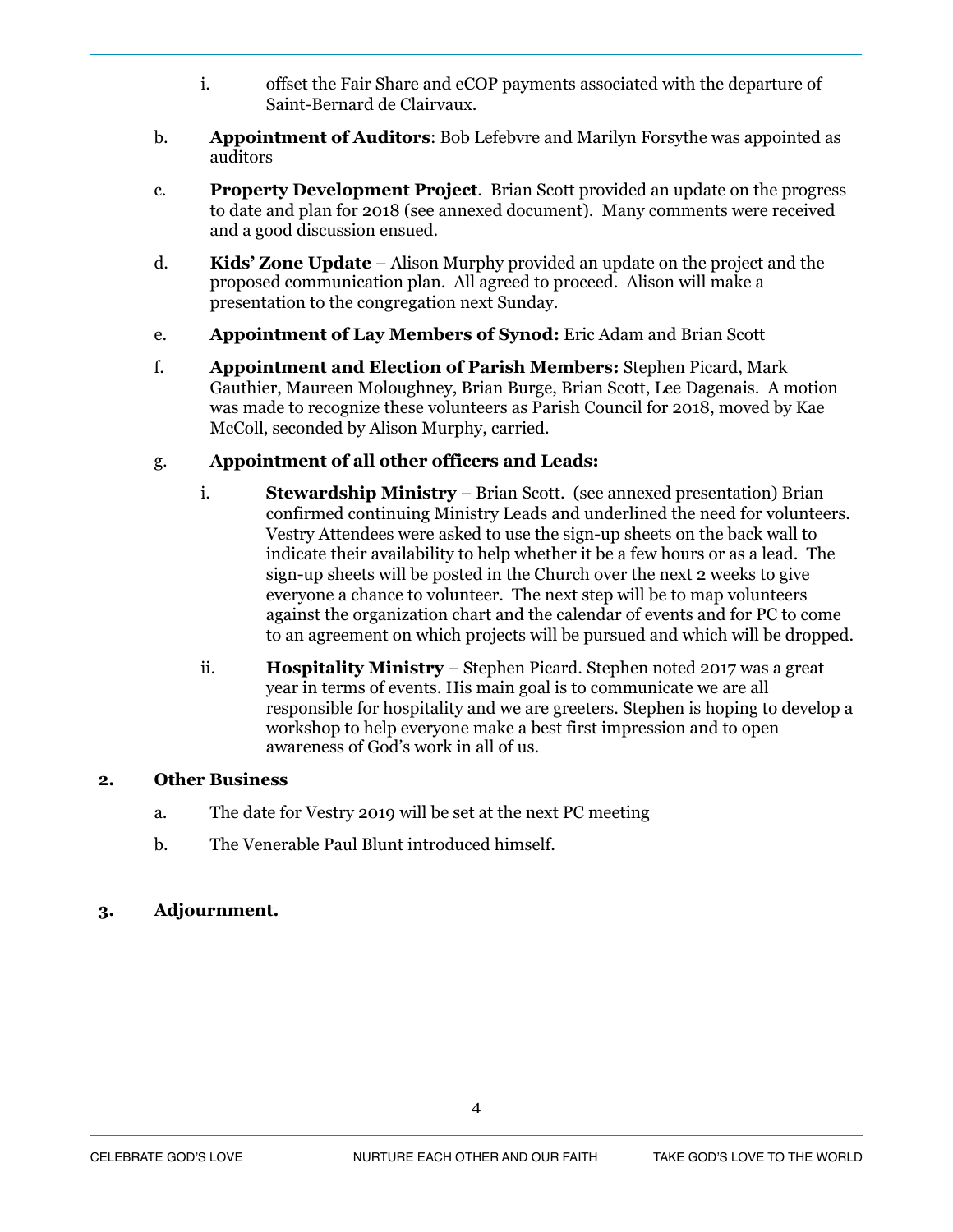i. offset the Fair Share and eCOP payments associated with the departure of Saint-Bernard de Clairvaux.

b. **Appointment of Auditors**: Bob Lefebvre and Marilyn Forsythe was appointed as auditors

c. **Property Development Project**. Brian Scott provided an update on the progress to date and plan for 2018 (see annexed document). Many comments were received and a good discussion ensued.

d. **Kids' Zone Update** – Alison Murphy provided an update on the project and the proposed communication plan. All agreed to proceed. Alison will make a presentation to the congregation next Sunday.

e. **Appointment of Lay Members of Synod:** Eric Adam and Brian Scott

f. **Appointment and Election of Parish Members:** Stephen Picard, Mark Gauthier, Maureen Moloughney, Brian Burge, Brian Scott, Lee Dagenais. A motion was made to recognize these volunteers as Parish Council for 2018, moved by Kae McColl, seconded by Alison Murphy, carried.

g. **Appointment of all other officers and Leads:**

i. **Stewardship Ministry** – Brian Scott. (see annexed presentation) Brian confirmed continuing Ministry Leads and underlined the need for volunteers. Vestry Attendees were asked to use the sign-up sheets on the back wall to indicate their availability to help whether it be a few hours or as a lead. The sign-up sheets will be posted in the Church over the next 2 weeks to give everyone a chance to volunteer. The next step will be to map volunteers against the organization chart and the calendar of events and for PC to come to an agreement on which projects will be pursued and which will be dropped.

ii. **Hospitality Ministry** – Stephen Picard. Stephen noted 2017 was a great year in terms of events. His main goal is to communicate we are all responsible for hospitality and we are greeters. Stephen is hoping to develop a workshop to help everyone make a best first impression and to open awareness of God's work in all of us.

## 2. Other Business

a. The date for Vestry 2019 will be set at the next PC meeting

b. The Venerable Paul Blunt introduced himself.

## 3. Adjournment.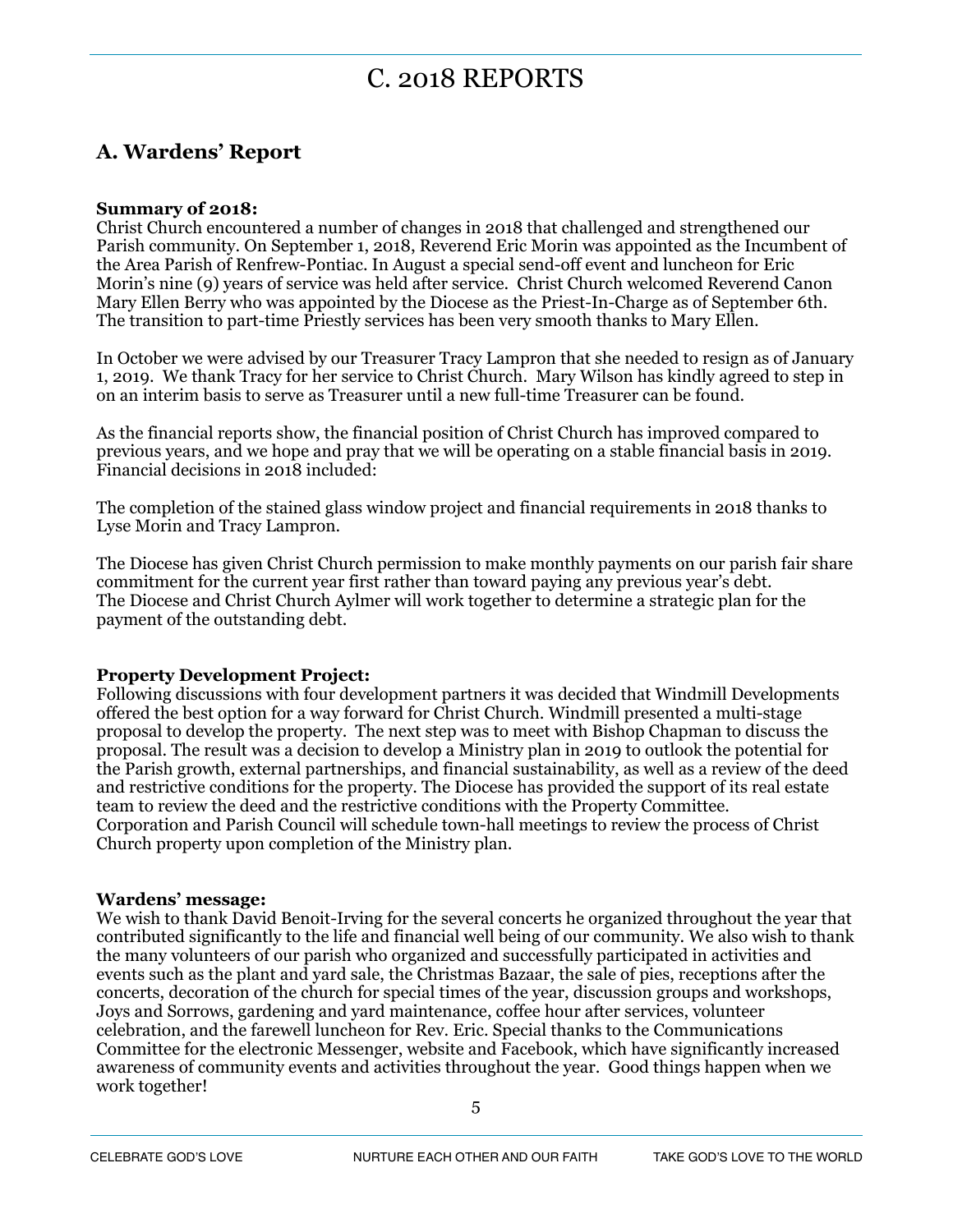# C. 2018 REPORTS

## A. Wardens' Report

**Summary of 2018:**
Christ Church encountered a number of changes in 2018 that challenged and strengthened our Parish community. On September 1, 2018, Reverend Eric Morin was appointed as the Incumbent of the Area Parish of Renfrew-Pontiac. In August a special send-off event and luncheon for Eric Morin's nine (9) years of service was held after service. Christ Church welcomed Reverend Canon Mary Ellen Berry who was appointed by the Diocese as the Priest-In-Charge as of September 6th. The transition to part-time Priestly services has been very smooth thanks to Mary Ellen.

In October we were advised by our Treasurer Tracy Lampron that she needed to resign as of January 1, 2019. We thank Tracy for her service to Christ Church. Mary Wilson has kindly agreed to step in on an interim basis to serve as Treasurer until a new full-time Treasurer can be found.

As the financial reports show, the financial position of Christ Church has improved compared to previous years, and we hope and pray that we will be operating on a stable financial basis in 2019. Financial decisions in 2018 included:

The completion of the stained glass window project and financial requirements in 2018 thanks to Lyse Morin and Tracy Lampron.

The Diocese has given Christ Church permission to make monthly payments on our parish fair share commitment for the current year first rather than toward paying any previous year's debt. The Diocese and Christ Church Aylmer will work together to determine a strategic plan for the payment of the outstanding debt.

**Property Development Project:**
Following discussions with four development partners it was decided that Windmill Developments offered the best option for a way forward for Christ Church. Windmill presented a multi-stage proposal to develop the property. The next step was to meet with Bishop Chapman to discuss the proposal. The result was a decision to develop a Ministry plan in 2019 to outlook the potential for the Parish growth, external partnerships, and financial sustainability, as well as a review of the deed and restrictive conditions for the property. The Diocese has provided the support of its real estate team to review the deed and the restrictive conditions with the Property Committee. Corporation and Parish Council will schedule town-hall meetings to review the process of Christ Church property upon completion of the Ministry plan.

**Wardens' message:**
We wish to thank David Benoit-Irving for the several concerts he organized throughout the year that contributed significantly to the life and financial well being of our community. We also wish to thank the many volunteers of our parish who organized and successfully participated in activities and events such as the plant and yard sale, the Christmas Bazaar, the sale of pies, receptions after the concerts, decoration of the church for special times of the year, discussion groups and workshops, Joys and Sorrows, gardening and yard maintenance, coffee hour after services, volunteer celebration, and the farewell luncheon for Rev. Eric. Special thanks to the Communications Committee for the electronic Messenger, website and Facebook, which have significantly increased awareness of community events and activities throughout the year. Good things happen when we work together!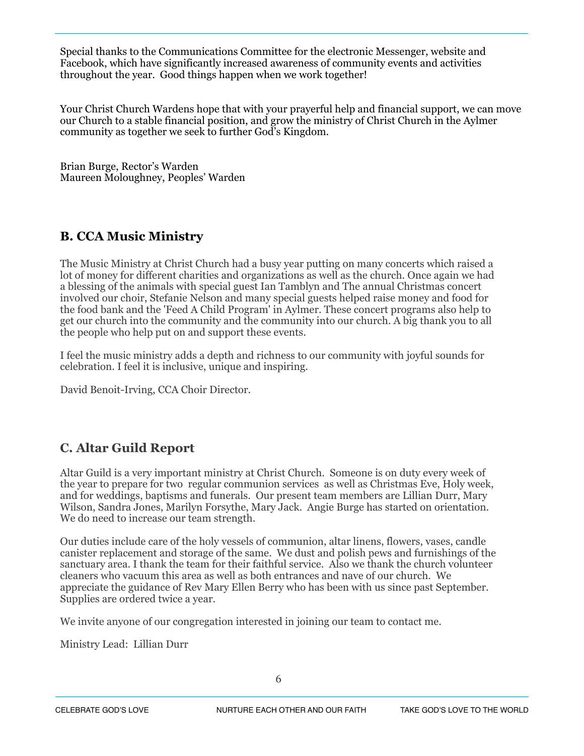Special thanks to the Communications Committee for the electronic Messenger, website and Facebook, which have significantly increased awareness of community events and activities throughout the year. Good things happen when we work together!

Your Christ Church Wardens hope that with your prayerful help and financial support, we can move our Church to a stable financial position, and grow the ministry of Christ Church in the Aylmer community as together we seek to further God's Kingdom.

Brian Burge, Rector's Warden
Maureen Moloughney, Peoples' Warden

## B. CCA Music Ministry

The Music Ministry at Christ Church had a busy year putting on many concerts which raised a lot of money for different charities and organizations as well as the church. Once again we had a blessing of the animals with special guest Ian Tamblyn and The annual Christmas concert involved our choir, Stefanie Nelson and many special guests helped raise money and food for the food bank and the 'Feed A Child Program' in Aylmer. These concert programs also help to get our church into the community and the community into our church. A big thank you to all the people who help put on and support these events.

I feel the music ministry adds a depth and richness to our community with joyful sounds for celebration. I feel it is inclusive, unique and inspiring.

David Benoit-Irving, CCA Choir Director.

## C. Altar Guild Report

Altar Guild is a very important ministry at Christ Church. Someone is on duty every week of the year to prepare for two regular communion services as well as Christmas Eve, Holy week, and for weddings, baptisms and funerals. Our present team members are Lillian Durr, Mary Wilson, Sandra Jones, Marilyn Forsythe, Mary Jack. Angie Burge has started on orientation. We do need to increase our team strength.

Our duties include care of the holy vessels of communion, altar linens, flowers, vases, candle canister replacement and storage of the same. We dust and polish pews and furnishings of the sanctuary area. I thank the team for their faithful service. Also we thank the church volunteer cleaners who vacuum this area as well as both entrances and nave of our church. We appreciate the guidance of Rev Mary Ellen Berry who has been with us since past September. Supplies are ordered twice a year.

We invite anyone of our congregation interested in joining our team to contact me.

Ministry Lead: Lillian Durr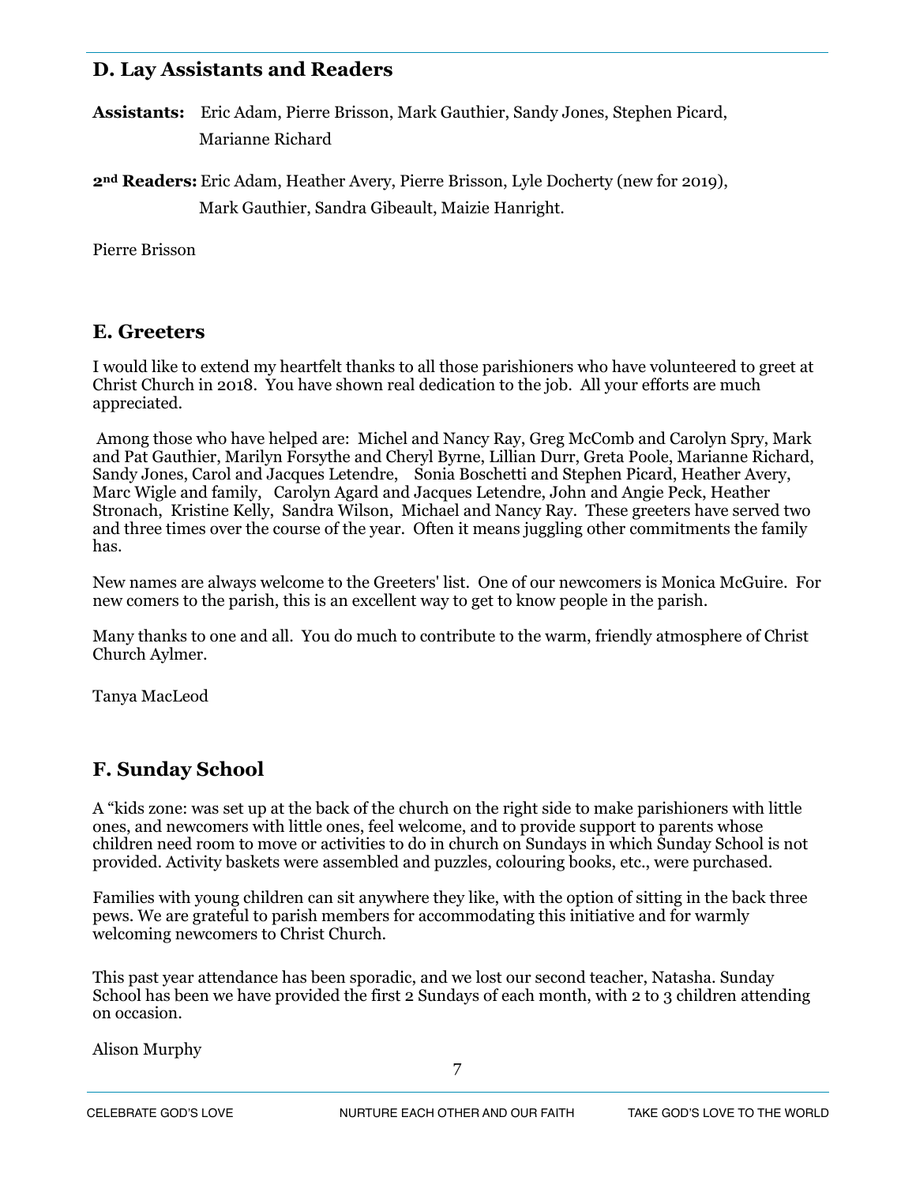## D. Lay Assistants and Readers

**Assistants:** Eric Adam, Pierre Brisson, Mark Gauthier, Sandy Jones, Stephen Picard, Marianne Richard

**2nd Readers:** Eric Adam, Heather Avery, Pierre Brisson, Lyle Docherty (new for 2019), Mark Gauthier, Sandra Gibeault, Maizie Hanright.

Pierre Brisson

## E. Greeters

I would like to extend my heartfelt thanks to all those parishioners who have volunteered to greet at Christ Church in 2018. You have shown real dedication to the job. All your efforts are much appreciated.

Among those who have helped are: Michel and Nancy Ray, Greg McComb and Carolyn Spry, Mark and Pat Gauthier, Marilyn Forsythe and Cheryl Byrne, Lillian Durr, Greta Poole, Marianne Richard, Sandy Jones, Carol and Jacques Letendre, Sonia Boschetti and Stephen Picard, Heather Avery, Marc Wigle and family, Carolyn Agard and Jacques Letendre, John and Angie Peck, Heather Stronach, Kristine Kelly, Sandra Wilson, Michael and Nancy Ray. These greeters have served two and three times over the course of the year. Often it means juggling other commitments the family has.

New names are always welcome to the Greeters' list. One of our newcomers is Monica McGuire. For new comers to the parish, this is an excellent way to get to know people in the parish.

Many thanks to one and all. You do much to contribute to the warm, friendly atmosphere of Christ Church Aylmer.

Tanya MacLeod

## F. Sunday School

A "kids zone: was set up at the back of the church on the right side to make parishioners with little ones, and newcomers with little ones, feel welcome, and to provide support to parents whose children need room to move or activities to do in church on Sundays in which Sunday School is not provided. Activity baskets were assembled and puzzles, colouring books, etc., were purchased.

Families with young children can sit anywhere they like, with the option of sitting in the back three pews. We are grateful to parish members for accommodating this initiative and for warmly welcoming newcomers to Christ Church.

This past year attendance has been sporadic, and we lost our second teacher, Natasha. Sunday School has been we have provided the first 2 Sundays of each month, with 2 to 3 children attending on occasion.

Alison Murphy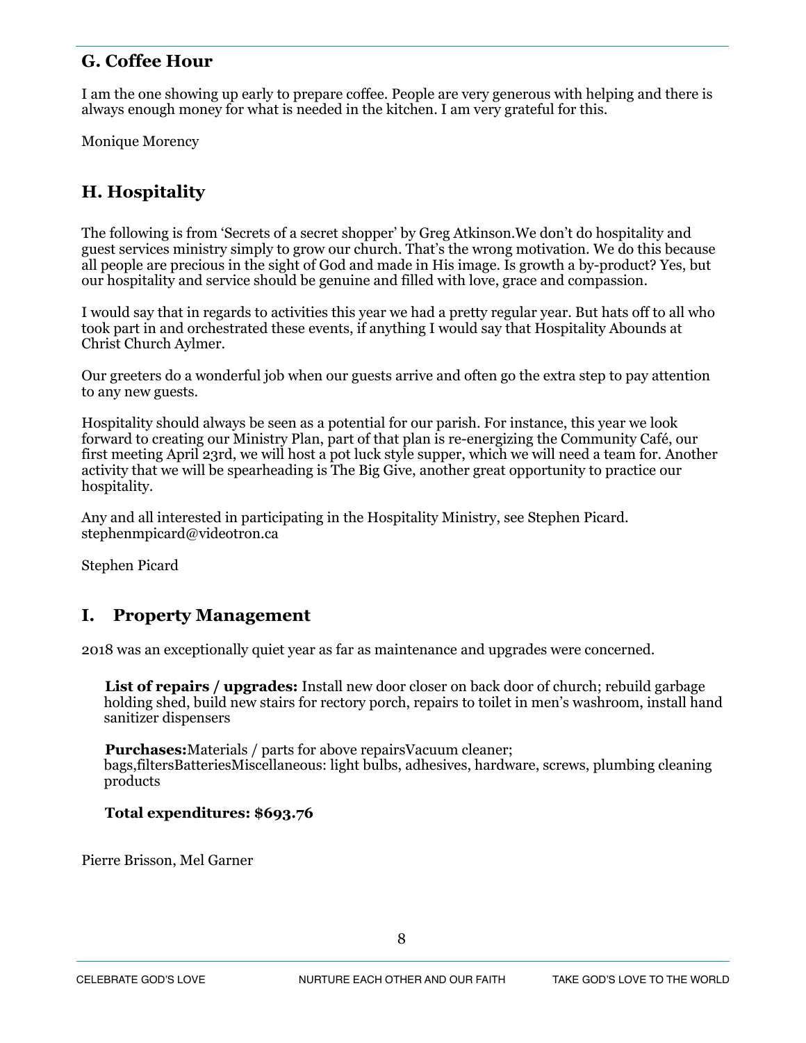## G. Coffee Hour

I am the one showing up early to prepare coffee. People are very generous with helping and there is always enough money for what is needed in the kitchen. I am very grateful for this.

Monique Morency

## H. Hospitality

The following is from 'Secrets of a secret shopper' by Greg Atkinson.We don't do hospitality and guest services ministry simply to grow our church. That's the wrong motivation. We do this because all people are precious in the sight of God and made in His image. Is growth a by-product? Yes, but our hospitality and service should be genuine and filled with love, grace and compassion.

I would say that in regards to activities this year we had a pretty regular year. But hats off to all who took part in and orchestrated these events, if anything I would say that Hospitality Abounds at Christ Church Aylmer.

Our greeters do a wonderful job when our guests arrive and often go the extra step to pay attention to any new guests.

Hospitality should always be seen as a potential for our parish. For instance, this year we look forward to creating our Ministry Plan, part of that plan is re-energizing the Community Café, our first meeting April 23rd, we will host a pot luck style supper, which we will need a team for. Another activity that we will be spearheading is The Big Give, another great opportunity to practice our hospitality.

Any and all interested in participating in the Hospitality Ministry, see Stephen Picard. stephenmpicard@videotron.ca

Stephen Picard

## I. Property Management

2018 was an exceptionally quiet year as far as maintenance and upgrades were concerned.

**List of repairs / upgrades:** Install new door closer on back door of church; rebuild garbage holding shed, build new stairs for rectory porch, repairs to toilet in men's washroom, install hand sanitizer dispensers

**Purchases:**Materials / parts for above repairsVacuum cleaner; bags,filtersBatteriesMiscellaneous: light bulbs, adhesives, hardware, screws, plumbing cleaning products

**Total expenditures: $693.76**

Pierre Brisson, Mel Garner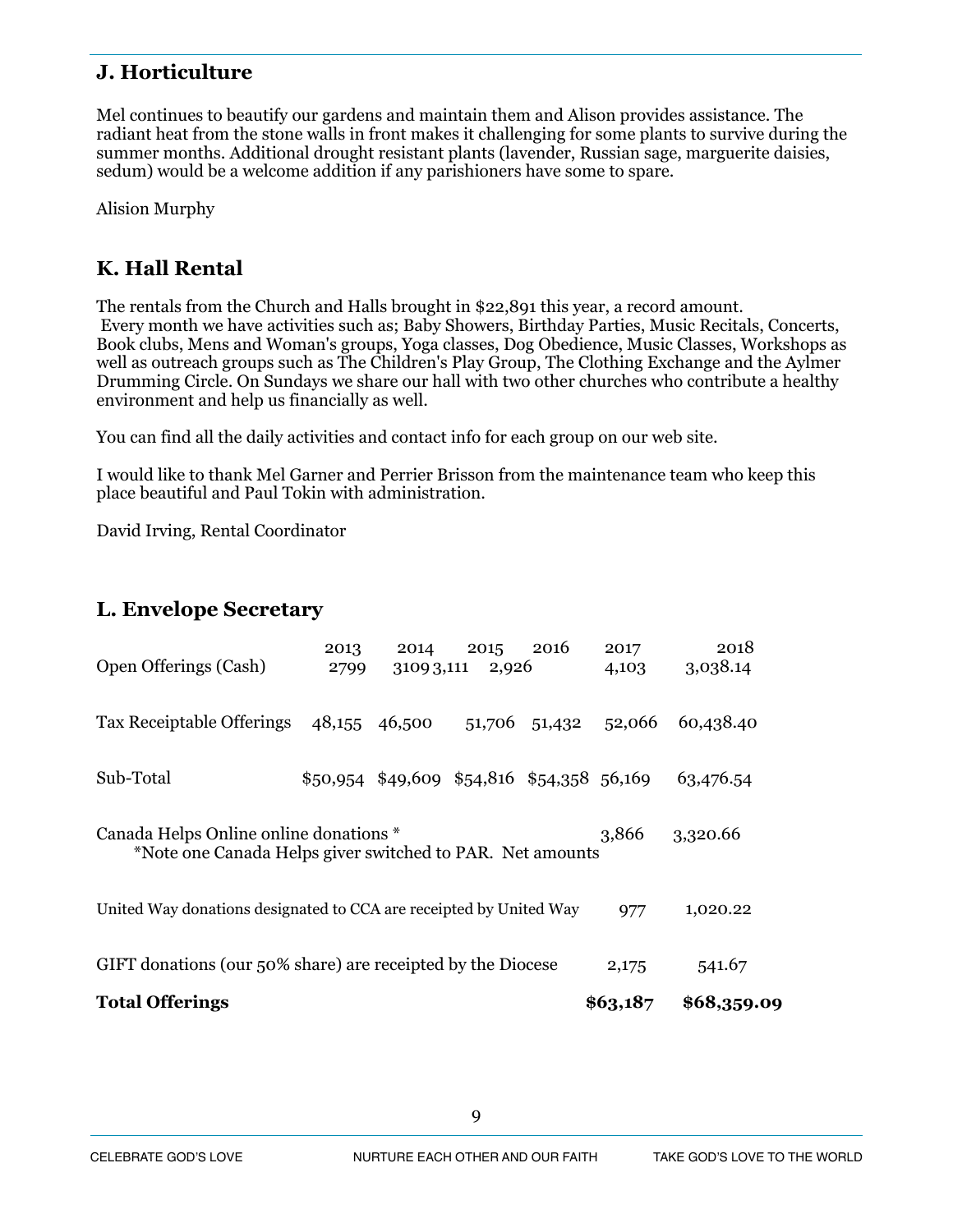## J. Horticulture

Mel continues to beautify our gardens and maintain them and Alison provides assistance. The radiant heat from the stone walls in front makes it challenging for some plants to survive during the summer months. Additional drought resistant plants (lavender, Russian sage, marguerite daisies, sedum) would be a welcome addition if any parishioners have some to spare.

Alision Murphy

## K. Hall Rental

The rentals from the Church and Halls brought in $22,891 this year, a record amount.
Every month we have activities such as; Baby Showers, Birthday Parties, Music Recitals, Concerts, Book clubs, Mens and Woman's groups, Yoga classes, Dog Obedience, Music Classes, Workshops as well as outreach groups such as The Children's Play Group, The Clothing Exchange and the Aylmer Drumming Circle. On Sundays we share our hall with two other churches who contribute a healthy environment and help us financially as well.

You can find all the daily activities and contact info for each group on our web site.

I would like to thank Mel Garner and Perrier Brisson from the maintenance team who keep this place beautiful and Paul Tokin with administration.

David Irving, Rental Coordinator

## L. Envelope Secretary

| | 2013 | 2014 | 2015 | 2016 | 2017 | 2018 |
|---|---|---|---|---|---|---|
| Open Offerings (Cash) | 2799 | 3109 | 3,111 | 2,926 | 4,103 | 3,038.14 |
| Tax Receiptable Offerings | 48,155 | 46,500 | 51,706 | 51,432 | 52,066 | 60,438.40 |
| Sub-Total | $50,954 | $49,609 | $54,816 | $54,358 | 56,169 | 63,476.54 |
| Canada Helps Online online donations * <br> *Note one Canada Helps giver switched to PAR. Net amounts | | | | | 3,866 | 3,320.66 |
| United Way donations designated to CCA are receipted by United Way | | | | | 977 | 1,020.22 |
| GIFT donations (our 50% share) are receipted by the Diocese | | | | | 2,175 | 541.67 |
| **Total Offerings** | | | | | **$63,187** | **$68,359.09** |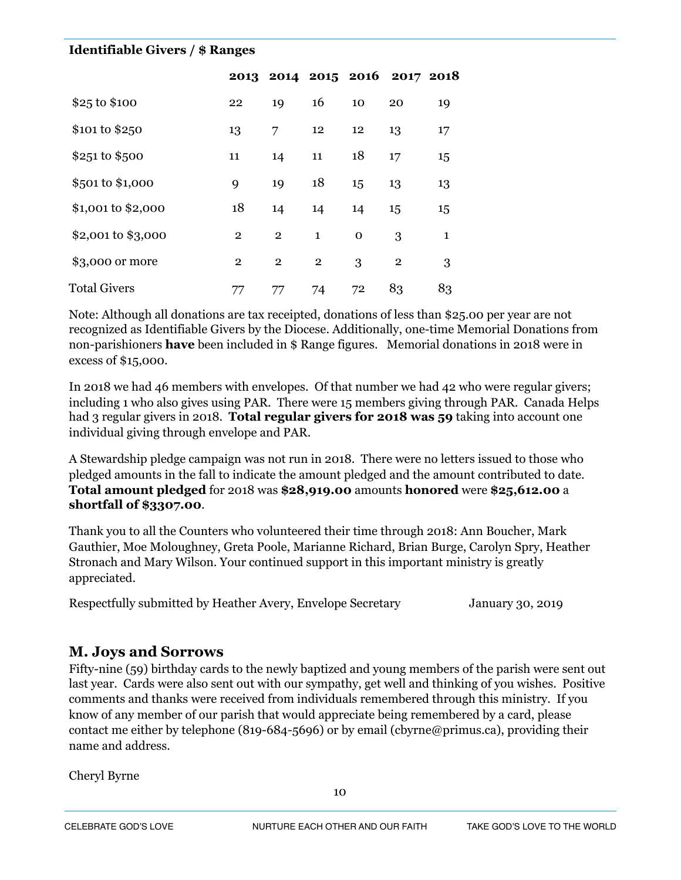**Identifiable Givers / $ Ranges**

| | 2013 | 2014 | 2015 | 2016 | 2017 | 2018 |
|---|---|---|---|---|---|---|
| $25 to $100 | 22 | 19 | 16 | 10 | 20 | 19 |
| $101 to $250 | 13 | 7 | 12 | 12 | 13 | 17 |
| $251 to $500 | 11 | 14 | 11 | 18 | 17 | 15 |
| $501 to $1,000 | 9 | 19 | 18 | 15 | 13 | 13 |
| $1,001 to $2,000 | 18 | 14 | 14 | 14 | 15 | 15 |
| $2,001 to $3,000 | 2 | 2 | 1 | 0 | 3 | 1 |
| $3,000 or more | 2 | 2 | 2 | 3 | 2 | 3 |
| Total Givers | 77 | 77 | 74 | 72 | 83 | 83 |

Note: Although all donations are tax receipted, donations of less than $25.00 per year are not recognized as Identifiable Givers by the Diocese. Additionally, one-time Memorial Donations from non-parishioners **have** been included in $ Range figures. Memorial donations in 2018 were in excess of $15,000.

In 2018 we had 46 members with envelopes. Of that number we had 42 who were regular givers; including 1 who also gives using PAR. There were 15 members giving through PAR. Canada Helps had 3 regular givers in 2018. **Total regular givers for 2018 was 59** taking into account one individual giving through envelope and PAR.

A Stewardship pledge campaign was not run in 2018. There were no letters issued to those who pledged amounts in the fall to indicate the amount pledged and the amount contributed to date. **Total amount pledged** for 2018 was **$28,919.00** amounts **honored** were **$25,612.00** a **shortfall of $3307.00**.

Thank you to all the Counters who volunteered their time through 2018: Ann Boucher, Mark Gauthier, Moe Moloughney, Greta Poole, Marianne Richard, Brian Burge, Carolyn Spry, Heather Stronach and Mary Wilson. Your continued support in this important ministry is greatly appreciated.

Respectfully submitted by Heather Avery, Envelope Secretary January 30, 2019

## M. Joys and Sorrows

Fifty-nine (59) birthday cards to the newly baptized and young members of the parish were sent out last year. Cards were also sent out with our sympathy, get well and thinking of you wishes. Positive comments and thanks were received from individuals remembered through this ministry. If you know of any member of our parish that would appreciate being remembered by a card, please contact me either by telephone (819-684-5696) or by email (cbyrne@primus.ca), providing their name and address.

Cheryl Byrne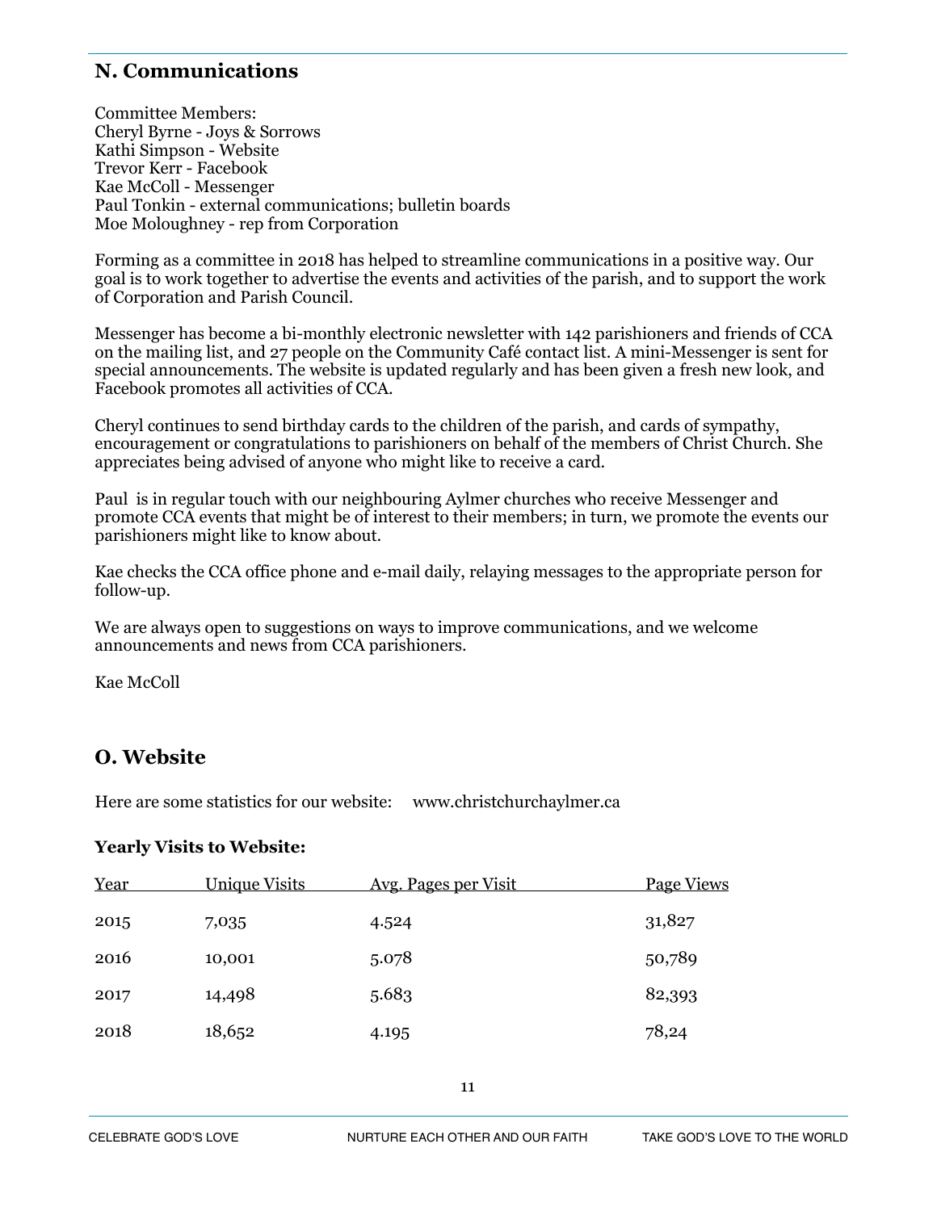## N. Communications

Committee Members:
Cheryl Byrne - Joys & Sorrows
Kathi Simpson - Website
Trevor Kerr - Facebook
Kae McColl - Messenger
Paul Tonkin - external communications; bulletin boards
Moe Moloughney - rep from Corporation

Forming as a committee in 2018 has helped to streamline communications in a positive way. Our goal is to work together to advertise the events and activities of the parish, and to support the work of Corporation and Parish Council.

Messenger has become a bi-monthly electronic newsletter with 142 parishioners and friends of CCA on the mailing list, and 27 people on the Community Café contact list. A mini-Messenger is sent for special announcements. The website is updated regularly and has been given a fresh new look, and Facebook promotes all activities of CCA.

Cheryl continues to send birthday cards to the children of the parish, and cards of sympathy, encouragement or congratulations to parishioners on behalf of the members of Christ Church. She appreciates being advised of anyone who might like to receive a card.

Paul is in regular touch with our neighbouring Aylmer churches who receive Messenger and promote CCA events that might be of interest to their members; in turn, we promote the events our parishioners might like to know about.

Kae checks the CCA office phone and e-mail daily, relaying messages to the appropriate person for follow-up.

We are always open to suggestions on ways to improve communications, and we welcome announcements and news from CCA parishioners.

Kae McColl

## O. Website

Here are some statistics for our website: www.christchurchaylmer.ca

**Yearly Visits to Website:**

| Year | Unique Visits | Avg. Pages per Visit | Page Views |
|---|---|---|---|
| 2015 | 7,035 | 4.524 | 31,827 |
| 2016 | 10,001 | 5.078 | 50,789 |
| 2017 | 14,498 | 5.683 | 82,393 |
| 2018 | 18,652 | 4.195 | 78,24 |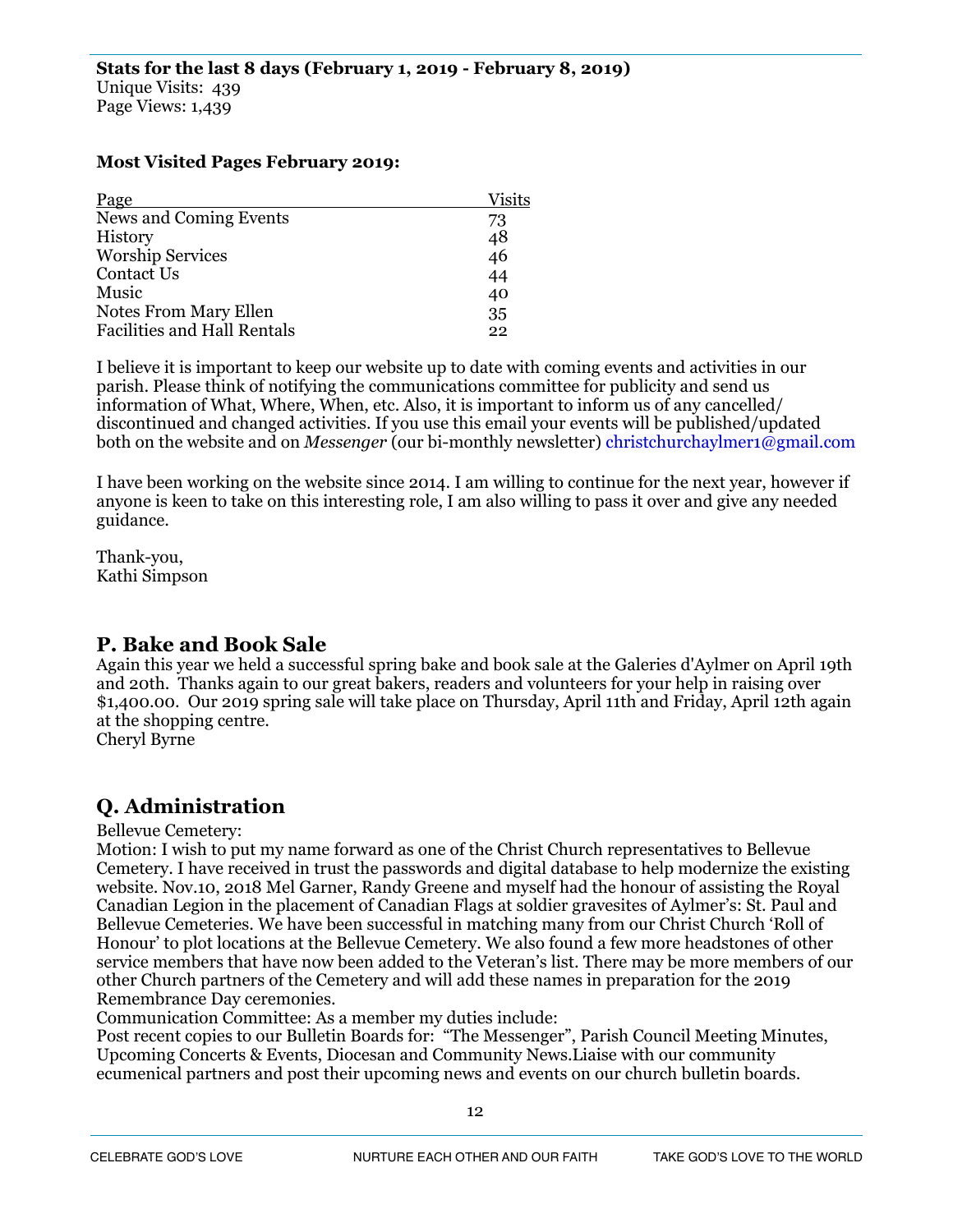**Stats for the last 8 days (February 1, 2019 - February 8, 2019)**
Unique Visits: 439
Page Views: 1,439

**Most Visited Pages February 2019:**

| Page | Visits |
|---|---|
| News and Coming Events | 73 |
| History | 48 |
| Worship Services | 46 |
| Contact Us | 44 |
| Music | 40 |
| Notes From Mary Ellen | 35 |
| Facilities and Hall Rentals | 22 |

I believe it is important to keep our website up to date with coming events and activities in our parish. Please think of notifying the communications committee for publicity and send us information of What, Where, When, etc. Also, it is important to inform us of any cancelled/discontinued and changed activities. If you use this email your events will be published/updated both on the website and on *Messenger* (our bi-monthly newsletter) christchurchaylmer1@gmail.com

I have been working on the website since 2014. I am willing to continue for the next year, however if anyone is keen to take on this interesting role, I am also willing to pass it over and give any needed guidance.

Thank-you,
Kathi Simpson

## P. Bake and Book Sale

Again this year we held a successful spring bake and book sale at the Galeries d'Aylmer on April 19th and 20th. Thanks again to our great bakers, readers and volunteers for your help in raising over $1,400.00. Our 2019 spring sale will take place on Thursday, April 11th and Friday, April 12th again at the shopping centre.
Cheryl Byrne

## Q. Administration

Bellevue Cemetery:
Motion: I wish to put my name forward as one of the Christ Church representatives to Bellevue Cemetery. I have received in trust the passwords and digital database to help modernize the existing website. Nov.10, 2018 Mel Garner, Randy Greene and myself had the honour of assisting the Royal Canadian Legion in the placement of Canadian Flags at soldier gravesites of Aylmer's: St. Paul and Bellevue Cemeteries. We have been successful in matching many from our Christ Church 'Roll of Honour' to plot locations at the Bellevue Cemetery. We also found a few more headstones of other service members that have now been added to the Veteran's list. There may be more members of our other Church partners of the Cemetery and will add these names in preparation for the 2019 Remembrance Day ceremonies.
Communication Committee: As a member my duties include:
Post recent copies to our Bulletin Boards for: "The Messenger", Parish Council Meeting Minutes, Upcoming Concerts & Events, Diocesan and Community News.Liaise with our community ecumenical partners and post their upcoming news and events on our church bulletin boards.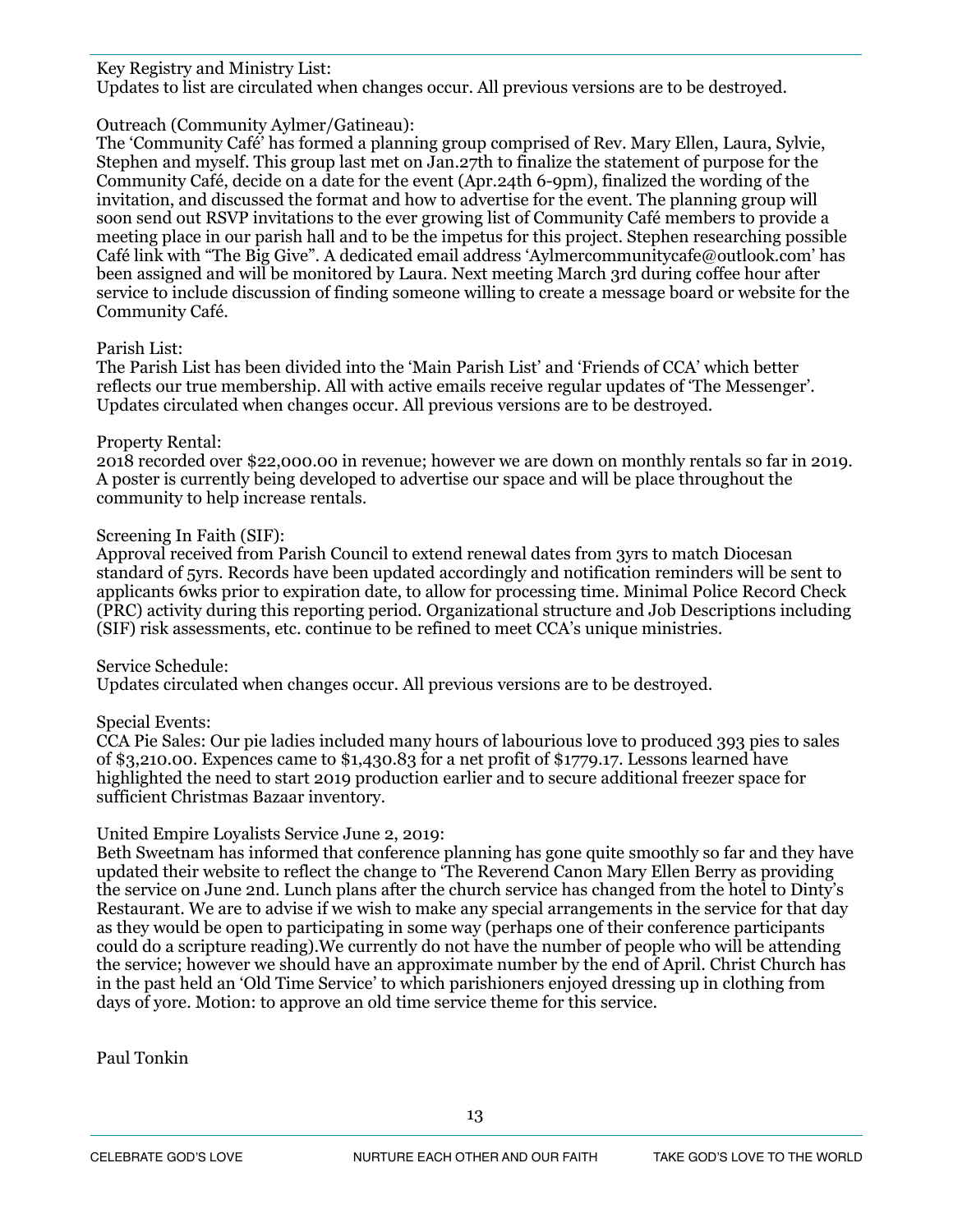Key Registry and Ministry List:
Updates to list are circulated when changes occur. All previous versions are to be destroyed.

Outreach (Community Aylmer/Gatineau):
The 'Community Café' has formed a planning group comprised of Rev. Mary Ellen, Laura, Sylvie, Stephen and myself. This group last met on Jan.27th to finalize the statement of purpose for the Community Café, decide on a date for the event (Apr.24th 6-9pm), finalized the wording of the invitation, and discussed the format and how to advertise for the event. The planning group will soon send out RSVP invitations to the ever growing list of Community Café members to provide a meeting place in our parish hall and to be the impetus for this project. Stephen researching possible Café link with "The Big Give". A dedicated email address 'Aylmercommunitycafe@outlook.com' has been assigned and will be monitored by Laura. Next meeting March 3rd during coffee hour after service to include discussion of finding someone willing to create a message board or website for the Community Café.

Parish List:
The Parish List has been divided into the 'Main Parish List' and 'Friends of CCA' which better reflects our true membership. All with active emails receive regular updates of 'The Messenger'. Updates circulated when changes occur. All previous versions are to be destroyed.

Property Rental:
2018 recorded over $22,000.00 in revenue; however we are down on monthly rentals so far in 2019. A poster is currently being developed to advertise our space and will be place throughout the community to help increase rentals.

Screening In Faith (SIF):
Approval received from Parish Council to extend renewal dates from 3yrs to match Diocesan standard of 5yrs. Records have been updated accordingly and notification reminders will be sent to applicants 6wks prior to expiration date, to allow for processing time. Minimal Police Record Check (PRC) activity during this reporting period. Organizational structure and Job Descriptions including (SIF) risk assessments, etc. continue to be refined to meet CCA's unique ministries.

Service Schedule:
Updates circulated when changes occur. All previous versions are to be destroyed.

Special Events:
CCA Pie Sales: Our pie ladies included many hours of labourious love to produced 393 pies to sales of $3,210.00. Expences came to $1,430.83 for a net profit of $1779.17. Lessons learned have highlighted the need to start 2019 production earlier and to secure additional freezer space for sufficient Christmas Bazaar inventory.

United Empire Loyalists Service June 2, 2019:
Beth Sweetnam has informed that conference planning has gone quite smoothly so far and they have updated their website to reflect the change to 'The Reverend Canon Mary Ellen Berry as providing the service on June 2nd. Lunch plans after the church service has changed from the hotel to Dinty's Restaurant. We are to advise if we wish to make any special arrangements in the service for that day as they would be open to participating in some way (perhaps one of their conference participants could do a scripture reading).We currently do not have the number of people who will be attending the service; however we should have an approximate number by the end of April. Christ Church has in the past held an 'Old Time Service' to which parishioners enjoyed dressing up in clothing from days of yore. Motion: to approve an old time service theme for this service.

Paul Tonkin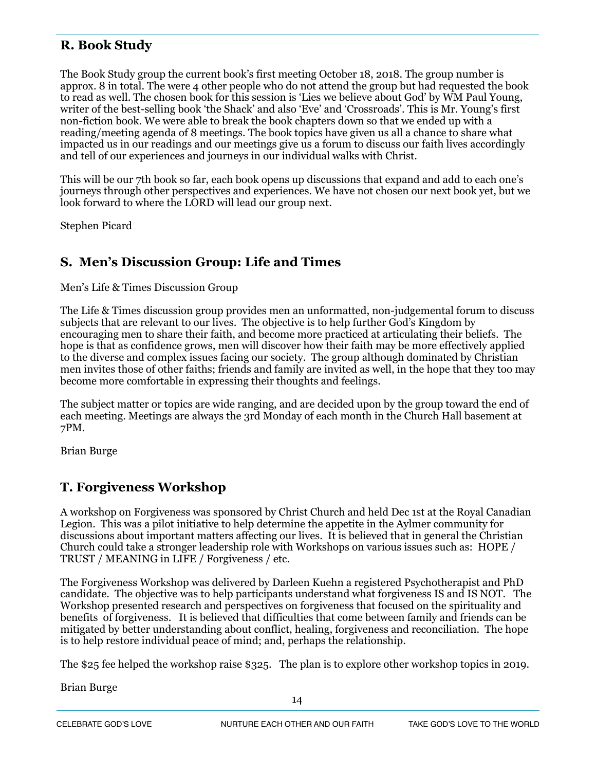## R. Book Study

The Book Study group the current book's first meeting October 18, 2018. The group number is approx. 8 in total. The were 4 other people who do not attend the group but had requested the book to read as well. The chosen book for this session is 'Lies we believe about God' by WM Paul Young, writer of the best-selling book 'the Shack' and also 'Eve' and 'Crossroads'. This is Mr. Young's first non-fiction book. We were able to break the book chapters down so that we ended up with a reading/meeting agenda of 8 meetings. The book topics have given us all a chance to share what impacted us in our readings and our meetings give us a forum to discuss our faith lives accordingly and tell of our experiences and journeys in our individual walks with Christ.

This will be our 7th book so far, each book opens up discussions that expand and add to each one's journeys through other perspectives and experiences. We have not chosen our next book yet, but we look forward to where the LORD will lead our group next.

Stephen Picard

## S. Men's Discussion Group: Life and Times

Men's Life & Times Discussion Group

The Life & Times discussion group provides men an unformatted, non-judgemental forum to discuss subjects that are relevant to our lives. The objective is to help further God's Kingdom by encouraging men to share their faith, and become more practiced at articulating their beliefs. The hope is that as confidence grows, men will discover how their faith may be more effectively applied to the diverse and complex issues facing our society. The group although dominated by Christian men invites those of other faiths; friends and family are invited as well, in the hope that they too may become more comfortable in expressing their thoughts and feelings.

The subject matter or topics are wide ranging, and are decided upon by the group toward the end of each meeting. Meetings are always the 3rd Monday of each month in the Church Hall basement at 7PM.

Brian Burge

## T. Forgiveness Workshop

A workshop on Forgiveness was sponsored by Christ Church and held Dec 1st at the Royal Canadian Legion. This was a pilot initiative to help determine the appetite in the Aylmer community for discussions about important matters affecting our lives. It is believed that in general the Christian Church could take a stronger leadership role with Workshops on various issues such as: HOPE / TRUST / MEANING in LIFE / Forgiveness / etc.

The Forgiveness Workshop was delivered by Darleen Kuehn a registered Psychotherapist and PhD candidate. The objective was to help participants understand what forgiveness IS and IS NOT. The Workshop presented research and perspectives on forgiveness that focused on the spirituality and benefits of forgiveness. It is believed that difficulties that come between family and friends can be mitigated by better understanding about conflict, healing, forgiveness and reconciliation. The hope is to help restore individual peace of mind; and, perhaps the relationship.

The $25 fee helped the workshop raise $325. The plan is to explore other workshop topics in 2019.

Brian Burge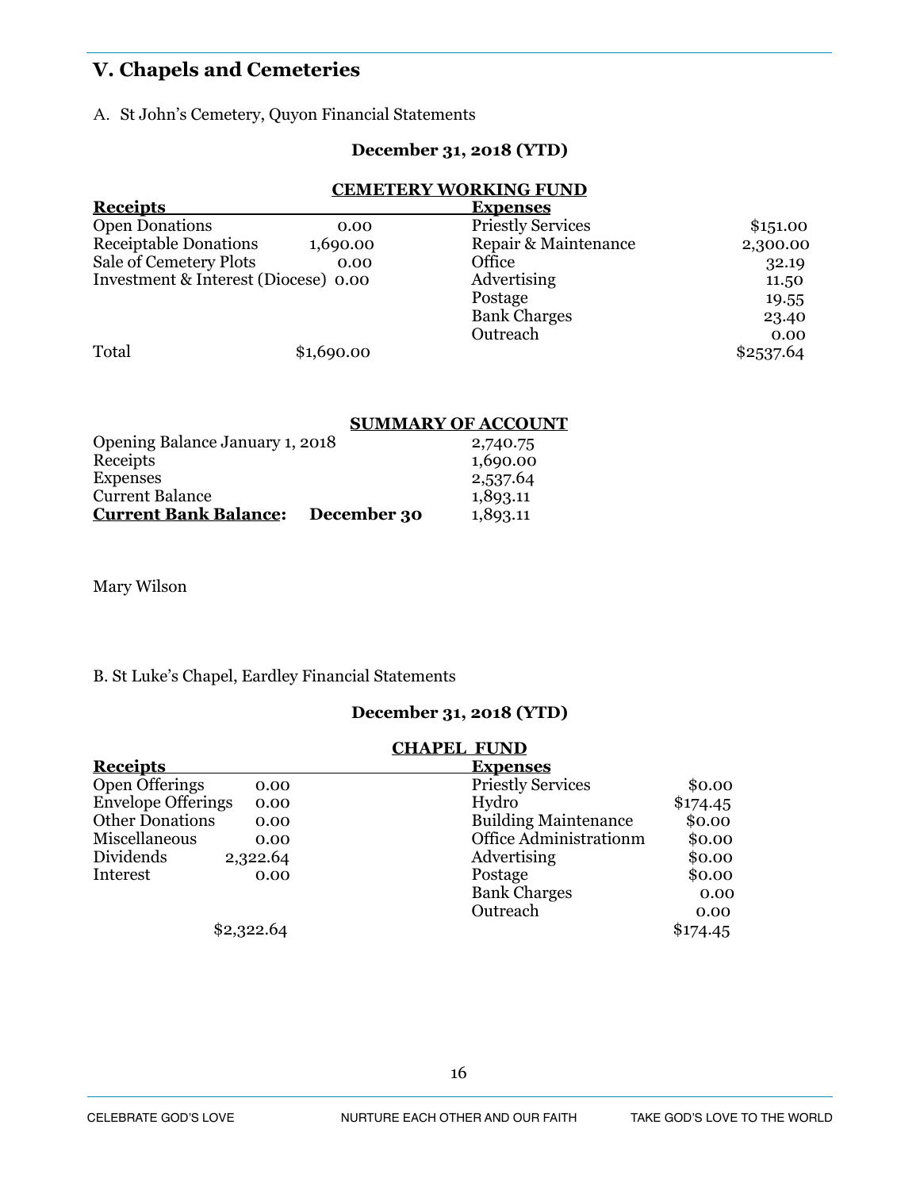## V. Chapels and Cemeteries

A. St John's Cemetery, Quyon Financial Statements

**December 31, 2018 (YTD)**

**CEMETERY WORKING FUND**

| Receipts | | Expenses | |
|---|---|---|---|
| Open Donations | 0.00 | Priestly Services | $151.00 |
| Receiptable Donations | 1,690.00 | Repair & Maintenance | 2,300.00 |
| Sale of Cemetery Plots | 0.00 | Office | 32.19 |
| Investment & Interest (Diocese) | 0.00 | Advertising | 11.50 |
| | | Postage | 19.55 |
| | | Bank Charges | 23.40 |
| | | Outreach | 0.00 |
| Total | $1,690.00 | | $2537.64 |

**SUMMARY OF ACCOUNT**

| | |
|---|---|
| Opening Balance January 1, 2018 | 2,740.75 |
| Receipts | 1,690.00 |
| Expenses | 2,537.64 |
| Current Balance | 1,893.11 |
| **Current Bank Balance: December 30** | 1,893.11 |

Mary Wilson

B. St Luke's Chapel, Eardley Financial Statements

**December 31, 2018 (YTD)**

**CHAPEL FUND**

| Receipts | | Expenses | |
|---|---|---|---|
| Open Offerings | 0.00 | Priestly Services | $0.00 |
| Envelope Offerings | 0.00 | Hydro | $174.45 |
| Other Donations | 0.00 | Building Maintenence | $0.00 |
| Miscellaneous | 0.00 | Office Administrationm | $0.00 |
| Dividends | 2,322.64 | Advertising | $0.00 |
| Interest | 0.00 | Postage | $0.00 |
| | | Bank Charges | 0.00 |
| | | Outreach | 0.00 |
| | $2,322.64 | | $174.45 |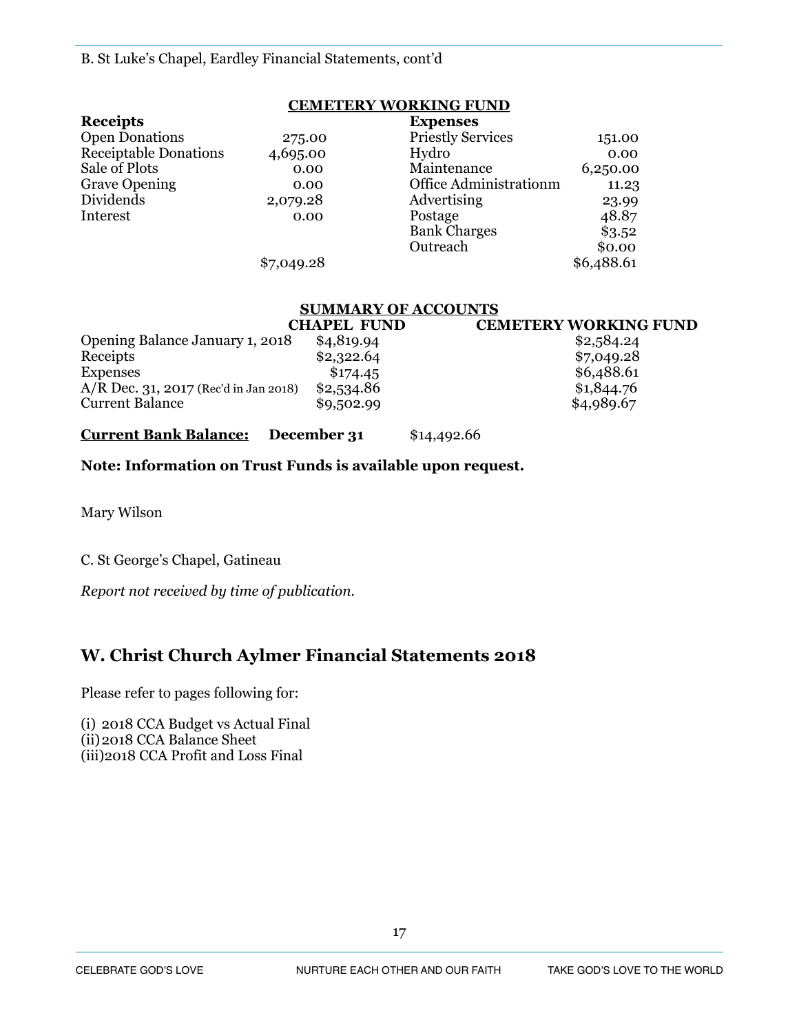B. St Luke's Chapel, Eardley Financial Statements, cont'd

**CEMETERY WORKING FUND**

| **Receipts** | | **Expenses** | |
|---|---|---|---|
| Open Donations | 275.00 | Priestly Services | 151.00 |
| Receiptable Donations | 4,695.00 | Hydro | 0.00 |
| Sale of Plots | 0.00 | Maintenance | 6,250.00 |
| Grave Opening | 0.00 | Office Administrationm | 11.23 |
| Dividends | 2,079.28 | Advertising | 23.99 |
| Interest | 0.00 | Postage | 48.87 |
| | | Bank Charges | $3.52 |
| | | Outreach | $0.00 |
| | $7,049.28 | | $6,488.61 |

**SUMMARY OF ACCOUNTS**

| | **CHAPEL FUND** | **CEMETERY WORKING FUND** |
|---|---|---|
| Opening Balance January 1, 2018 | $4,819.94 | $2,584.24 |
| Receipts | $2,322.64 | $7,049.28 |
| Expenses | $174.45 | $6,488.61 |
| A/R Dec. 31, 2017 (Rec'd in Jan 2018) | $2,534.86 | $1,844.76 |
| Current Balance | $9,502.99 | $4,989.67 |

**Current Bank Balance:** **December 31** $14,492.66

**Note: Information on Trust Funds is available upon request.**

Mary Wilson

C. St George's Chapel, Gatineau

*Report not received by time of publication.*

## W. Christ Church Aylmer Financial Statements 2018

Please refer to pages following for:

(i) 2018 CCA Budget vs Actual Final
(ii) 2018 CCA Balance Sheet
(iii) 2018 CCA Profit and Loss Final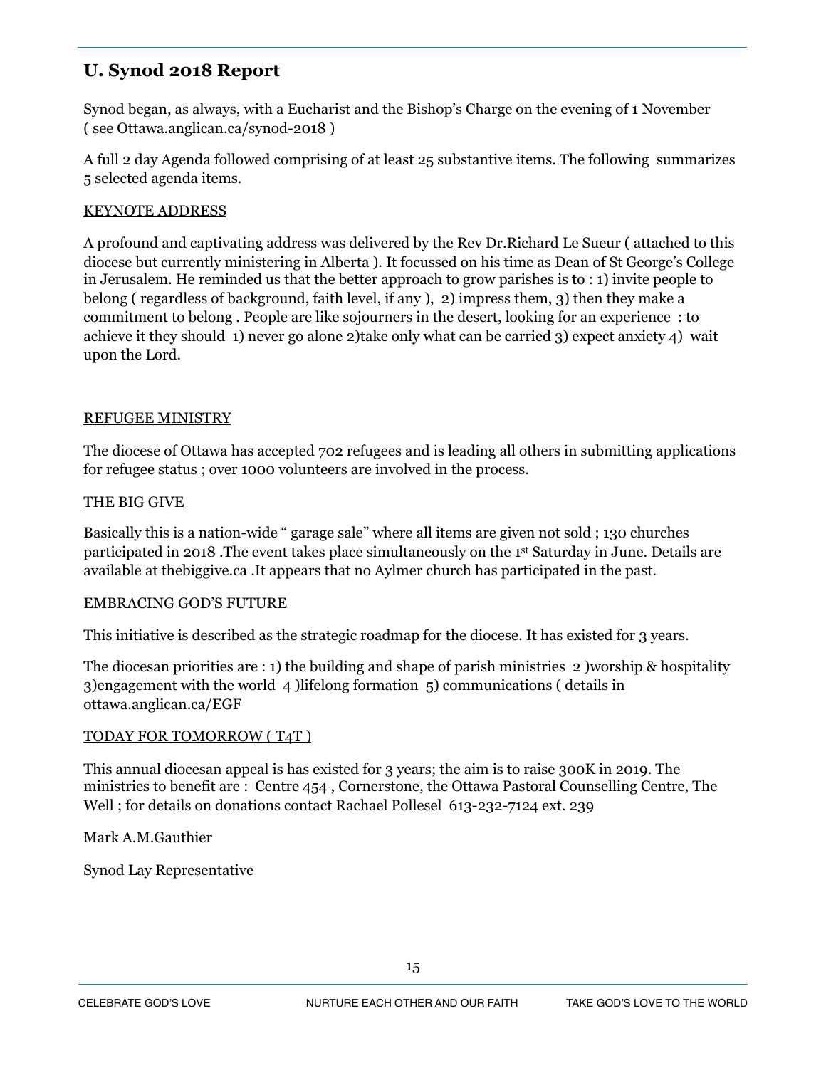## U. Synod 2018 Report

Synod began, as always, with a Eucharist and the Bishop's Charge on the evening of 1 November ( see Ottawa.anglican.ca/synod-2018 )

A full 2 day Agenda followed comprising of at least 25 substantive items. The following summarizes 5 selected agenda items.

<u>KEYNOTE ADDRESS</u>

A profound and captivating address was delivered by the Rev Dr.Richard Le Sueur ( attached to this diocese but currently ministering in Alberta ). It focussed on his time as Dean of St George's College in Jerusalem. He reminded us that the better approach to grow parishes is to : 1) invite people to belong ( regardless of background, faith level, if any ), 2) impress them, 3) then they make a commitment to belong . People are like sojourners in the desert, looking for an experience : to achieve it they should 1) never go alone 2)take only what can be carried 3) expect anxiety 4) wait upon the Lord.

<u>REFUGEE MINISTRY</u>

The diocese of Ottawa has accepted 702 refugees and is leading all others in submitting applications for refugee status ; over 1000 volunteers are involved in the process.

<u>THE BIG GIVE</u>

Basically this is a nation-wide " garage sale" where all items are <u>given</u> not sold ; 130 churches participated in 2018 .The event takes place simultaneously on the 1st Saturday in June. Details are available at thebiggive.ca .It appears that no Aylmer church has participated in the past.

<u>EMBRACING GOD'S FUTURE</u>

This initiative is described as the strategic roadmap for the diocese. It has existed for 3 years.

The diocesan priorities are : 1) the building and shape of parish ministries 2 )worship & hospitality 3)engagement with the world 4 )lifelong formation 5) communications ( details in ottawa.anglican.ca/EGF

<u>TODAY FOR TOMORROW ( T4T )</u>

This annual diocesan appeal is has existed for 3 years; the aim is to raise 300K in 2019. The ministries to benefit are : Centre 454 , Cornerstone, the Ottawa Pastoral Counselling Centre, The Well ; for details on donations contact Rachael Pollesel 613-232-7124 ext. 239

Mark A.M.Gauthier

Synod Lay Representative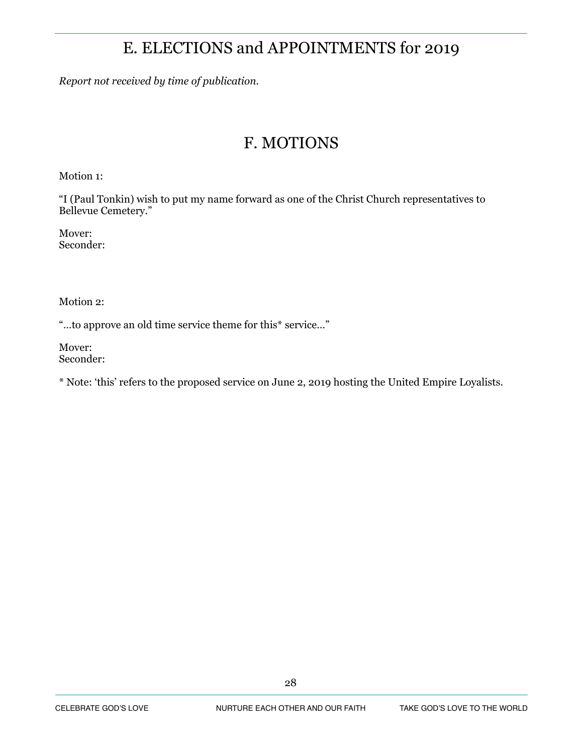## E. ELECTIONS and APPOINTMENTS for 2019

*Report not received by time of publication.*

## F. MOTIONS

Motion 1:

"I (Paul Tonkin) wish to put my name forward as one of the Christ Church representatives to Bellevue Cemetery."

Mover:
Seconder:

Motion 2:

"…to approve an old time service theme for this* service…"

Mover:
Seconder:

* Note: 'this' refers to the proposed service on June 2, 2019 hosting the United Empire Loyalists.